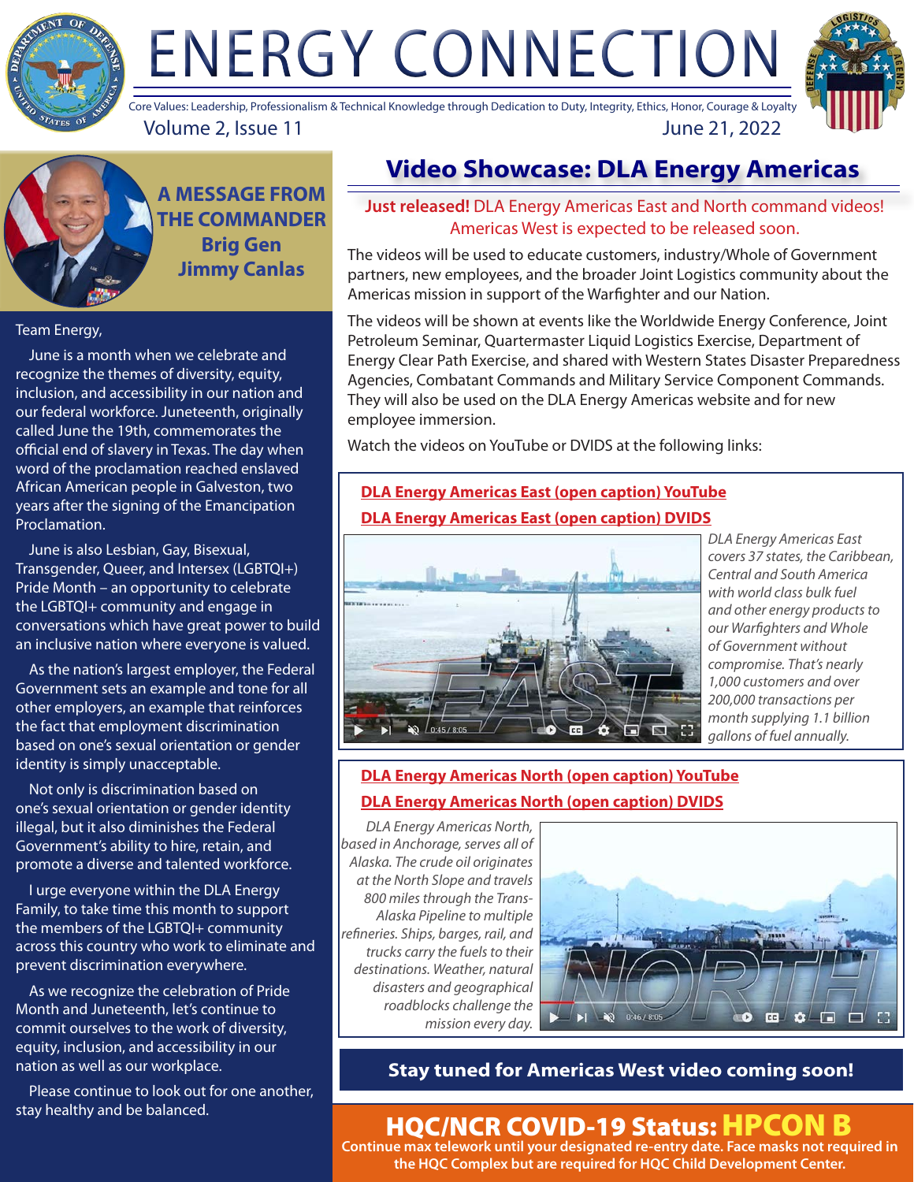# ENERGY CONNECTION

Core Values: Leadership, Professionalism & Technical Knowledge through Dedication to Duty, Integrity, Ethics, Honor, Courage & Loyalty

Volume 2, Issue 11 — June 21, 2022

## A MESSAGE FROM THE COMMANDER

### Brig Gen Jimmy Canlas

Team Energy,

June is a month when we celebrate and recognize the themes of diversity, equity, inclusion, and accessibility in our nation and our federal workforce. Juneteenth, originally called June the 19th, commemorates the official end of slavery in Texas. The day when word of the proclamation reached enslaved African American people in Galveston, two years after the signing of the Emancipation Proclamation.

June is also Lesbian, Gay, Bisexual, Transgender, Queer, and Intersex (LGBTQI+) Pride Month – an opportunity to celebrate the LGBTQI+ community and engage in conversations which have great power to build an inclusive nation where everyone is valued.

As the nation's largest employer, the Federal Government sets an example and tone for all other employers, an example that reinforces the fact that employment discrimination based on one's sexual orientation or gender identity is simply unacceptable.

Not only is discrimination based on one's sexual orientation or gender identity illegal, but it also diminishes the Federal Government's ability to hire, retain, and promote a diverse and talented workforce.

I urge everyone within the DLA Energy Family, to take time this month to support the members of the LGBTQI+ community across this country who work to eliminate and prevent discrimination everywhere.

As we recognize the celebration of Pride Month and Juneteenth, let's continue to commit ourselves to the work of diversity, equity, inclusion, and accessibility in our nation as well as our workplace.

Please continue to look out for one another, stay healthy and be balanced.

## Video Showcase: DLA Energy Americas

**Just released!** DLA Energy Americas East and North command videos! Americas West is expected to be released soon.

The videos will be used to educate customers, industry/Whole of Government partners, new employees, and the broader Joint Logistics community about the Americas mission in support of the Warfighter and our Nation.

The videos will be shown at events like the Worldwide Energy Conference, Joint Petroleum Seminar, Quartermaster Liquid Logistics Exercise, Department of Energy Clear Path Exercise, and shared with Western States Disaster Preparedness Agencies, Combatant Commands and Military Service Component Commands. They will also be used on the DLA Energy Americas website and for new employee immersion.

Watch the videos on YouTube or DVIDS at the following links:

**DLA Energy Americas East (open caption) YouTube**

**DLA Energy Americas East (open caption) DVIDS**

*DLA Energy Americas East covers 37 states, the Caribbean, Central and South America with world class bulk fuel and other energy products to our Warfighters and Whole of Government without compromise. That's nearly 1,000 customers and over 200,000 transactions per month supplying 1.1 billion gallons of fuel annually.*

**DLA Energy Americas North (open caption) YouTube**

**DLA Energy Americas North (open caption) DVIDS**

*DLA Energy Americas North, based in Anchorage, serves all of Alaska. The crude oil originates at the North Slope and travels 800 miles through the Trans-Alaska Pipeline to multiple refineries. Ships, barges, rail, and trucks carry the fuels to their destinations. Weather, natural disasters and geographical roadblocks challenge the mission every day.*

**Stay tuned for Americas West video coming soon!**

## HQC/NCR COVID-19 Status: HPCON B

**Continue max telework until your designated re-entry date. Face masks not required in the HQC Complex but are required for HQC Child Development Center.**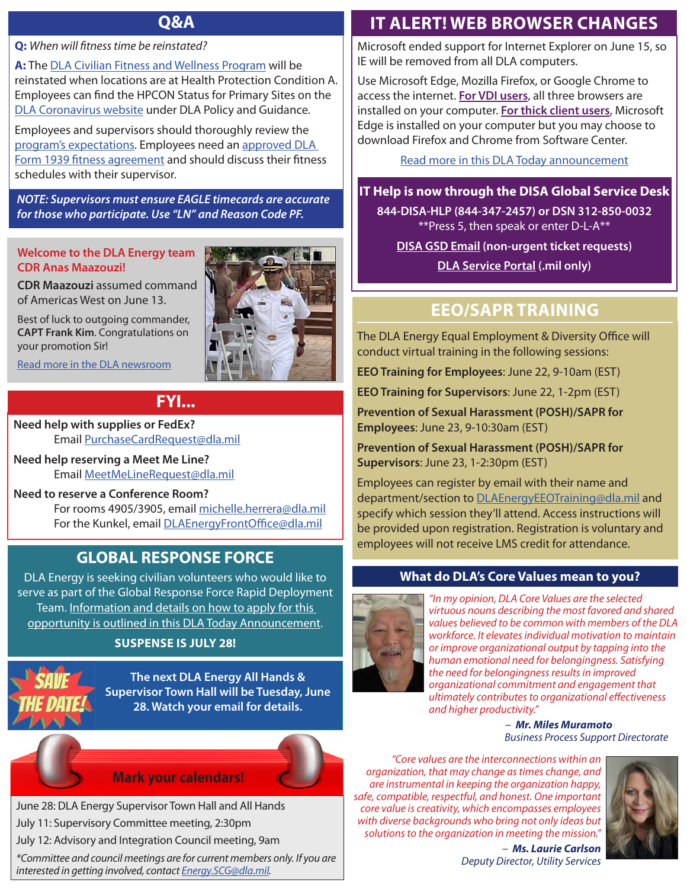## Q&A

**Q:** *When will fitness time be reinstated?*

**A:** The DLA Civilian Fitness and Wellness Program will be reinstated when locations are at Health Protection Condition A. Employees can find the HPCON Status for Primary Sites on the DLA Coronavirus website under DLA Policy and Guidance.

Employees and supervisors should thoroughly review the program's expectations. Employees need an approved DLA Form 1939 fitness agreement and should discuss their fitness schedules with their supervisor.

***NOTE: Supervisors must ensure EAGLE timecards are accurate for those who participate. Use "LN" and Reason Code PF.***

### Welcome to the DLA Energy team CDR Anas Maazouzi!

**CDR Maazouzi** assumed command of Americas West on June 13.

Best of luck to outgoing commander, **CAPT Frank Kim**. Congratulations on your promotion Sir!

Read more in the DLA newsroom

## FYI...

**Need help with supplies or FedEx?**
Email PurchaseCardRequest@dla.mil

**Need help reserving a Meet Me Line?**
Email MeetMeLineRequest@dla.mil

**Need to reserve a Conference Room?**
For rooms 4905/3905, email michelle.herrera@dla.mil
For the Kunkel, email DLAEnergyFrontOffice@dla.mil

## GLOBAL RESPONSE FORCE

DLA Energy is seeking civilian volunteers who would like to serve as part of the Global Response Force Rapid Deployment Team. Information and details on how to apply for this opportunity is outlined in this DLA Today Announcement.

**SUSPENSE IS JULY 28!**

**SAVE THE DATE!**

**The next DLA Energy All Hands & Supervisor Town Hall will be Tuesday, June 28. Watch your email for details.**

## Mark your calendars!

June 28: DLA Energy Supervisor Town Hall and All Hands
July 11: Supervisory Committee meeting, 2:30pm
July 12: Advisory and Integration Council meeting, 9am

*\*Committee and council meetings are for current members only. If you are interested in getting involved, contact Energy.SCG@dla.mil.*

## IT ALERT! WEB BROWSER CHANGES

Microsoft ended support for Internet Explorer on June 15, so IE will be removed from all DLA computers.

Use Microsoft Edge, Mozilla Firefox, or Google Chrome to access the internet. **For VDI users**, all three browsers are installed on your computer. **For thick client users**, Microsoft Edge is installed on your computer but you may choose to download Firefox and Chrome from Software Center.

Read more in this DLA Today announcement

### IT Help is now through the DISA Global Service Desk

**844-DISA-HLP (844-347-2457) or DSN 312-850-0032**
\*\*Press 5, then speak or enter D-L-A\*\*

**DISA GSD Email (non-urgent ticket requests)**

**DLA Service Portal (.mil only)**

## EEO/SAPR TRAINING

The DLA Energy Equal Employment & Diversity Office will conduct virtual training in the following sessions:

**EEO Training for Employees**: June 22, 9-10am (EST)

**EEO Training for Supervisors**: June 22, 1-2pm (EST)

**Prevention of Sexual Harassment (POSH)/SAPR for Employees**: June 23, 9-10:30am (EST)

**Prevention of Sexual Harassment (POSH)/SAPR for Supervisors**: June 23, 1-2:30pm (EST)

Employees can register by email with their name and department/section to DLAEnergyEEOTraining@dla.mil and specify which session they'll attend. Access instructions will be provided upon registration. Registration is voluntary and employees will not receive LMS credit for attendance.

### What do DLA's Core Values mean to you?

*"In my opinion, DLA Core Values are the selected virtuous nouns describing the most favored and shared values believed to be common with members of the DLA workforce. It elevates individual motivation to maintain or improve organizational output by tapping into the human emotional need for belongingness. Satisfying the need for belongingness results in improved organizational commitment and engagement that ultimately contributes to organizational effectiveness and higher productivity."*

– ***Mr. Miles Muramoto***
*Business Process Support Directorate*

*"Core values are the interconnections within an organization, that may change as times change, and are instrumental in keeping the organization happy, safe, compatible, respectful, and honest. One important core value is creativity, which encompasses employees with diverse backgrounds who bring not only ideas but solutions to the organization in meeting the mission."*

– ***Ms. Laurie Carlson***
*Deputy Director, Utility Services*